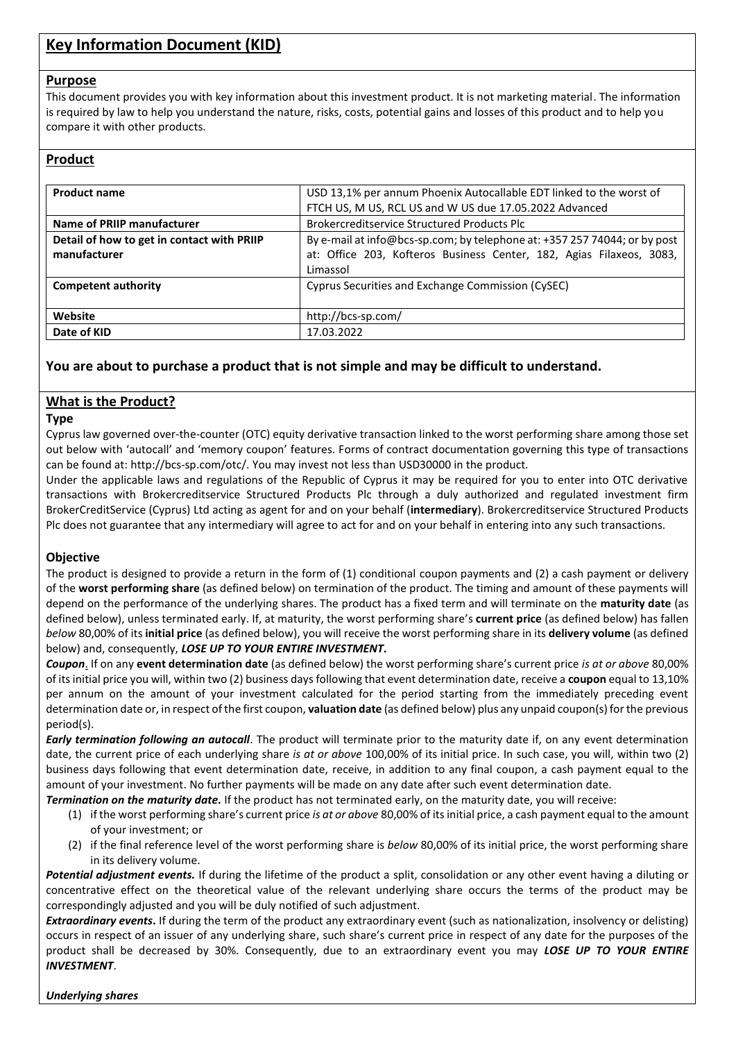# Key Information Document (KID)

## Purpose

This document provides you with key information about this investment product. It is not marketing material. The information is required by law to help you understand the nature, risks, costs, potential gains and losses of this product and to help you compare it with other products.

## Product

| **Product name** | USD 13,1% per annum Phoenix Autocallable EDT linked to the worst of FTCH US, M US, RCL US and W US due 17.05.2022 Advanced |
|---|---|
| **Name of PRIIP manufacturer** | Brokercreditservice Structured Products Plc |
| **Detail of how to get in contact with PRIIP manufacturer** | By e-mail at info@bcs-sp.com; by telephone at: +357 257 74044; or by post at: Office 203, Kofteros Business Center, 182, Agias Filaxeos, 3083, Limassol |
| **Competent authority** | Cyprus Securities and Exchange Commission (CySEC) |
| **Website** | http://bcs-sp.com/ |
| **Date of KID** | 17.03.2022 |

### You are about to purchase a product that is not simple and may be difficult to understand.

## What is the Product?

### Type

Cyprus law governed over-the-counter (OTC) equity derivative transaction linked to the worst performing share among those set out below with 'autocall' and 'memory coupon' features. Forms of contract documentation governing this type of transactions can be found at: http://bcs-sp.com/otc/. You may invest not less than USD30000 in the product.

Under the applicable laws and regulations of the Republic of Cyprus it may be required for you to enter into OTC derivative transactions with Brokercreditservice Structured Products Plc through a duly authorized and regulated investment firm BrokerCreditService (Cyprus) Ltd acting as agent for and on your behalf (**intermediary**). Brokercreditservice Structured Products Plc does not guarantee that any intermediary will agree to act for and on your behalf in entering into any such transactions.

### Objective

The product is designed to provide a return in the form of (1) conditional coupon payments and (2) a cash payment or delivery of the **worst performing share** (as defined below) on termination of the product. The timing and amount of these payments will depend on the performance of the underlying shares. The product has a fixed term and will terminate on the **maturity date** (as defined below), unless terminated early. If, at maturity, the worst performing share's **current price** (as defined below) has fallen *below* 80,00% of its **initial price** (as defined below), you will receive the worst performing share in its **delivery volume** (as defined below) and, consequently, ***LOSE UP TO YOUR ENTIRE INVESTMENT***.

***Coupon***. If on any **event determination date** (as defined below) the worst performing share's current price *is at or above* 80,00% of its initial price you will, within two (2) business days following that event determination date, receive a **coupon** equal to 13,10% per annum on the amount of your investment calculated for the period starting from the immediately preceding event determination date or, in respect of the first coupon, **valuation date** (as defined below) plus any unpaid coupon(s) for the previous period(s).

***Early termination following an autocall***. The product will terminate prior to the maturity date if, on any event determination date, the current price of each underlying share *is at or above* 100,00% of its initial price. In such case, you will, within two (2) business days following that event determination date, receive, in addition to any final coupon, a cash payment equal to the amount of your investment. No further payments will be made on any date after such event determination date.

***Termination on the maturity date.*** If the product has not terminated early, on the maturity date, you will receive:

1. if the worst performing share's current price *is at or above* 80,00% of its initial price, a cash payment equal to the amount of your investment; or
2. if the final reference level of the worst performing share is *below* 80,00% of its initial price, the worst performing share in its delivery volume.

***Potential adjustment events.*** If during the lifetime of the product a split, consolidation or any other event having a diluting or concentrative effect on the theoretical value of the relevant underlying share occurs the terms of the product may be correspondingly adjusted and you will be duly notified of such adjustment.

***Extraordinary events***. If during the term of the product any extraordinary event (such as nationalization, insolvency or delisting) occurs in respect of an issuer of any underlying share, such share's current price in respect of any date for the purposes of the product shall be decreased by 30%. Consequently, due to an extraordinary event you may ***LOSE UP TO YOUR ENTIRE INVESTMENT***.

***Underlying shares***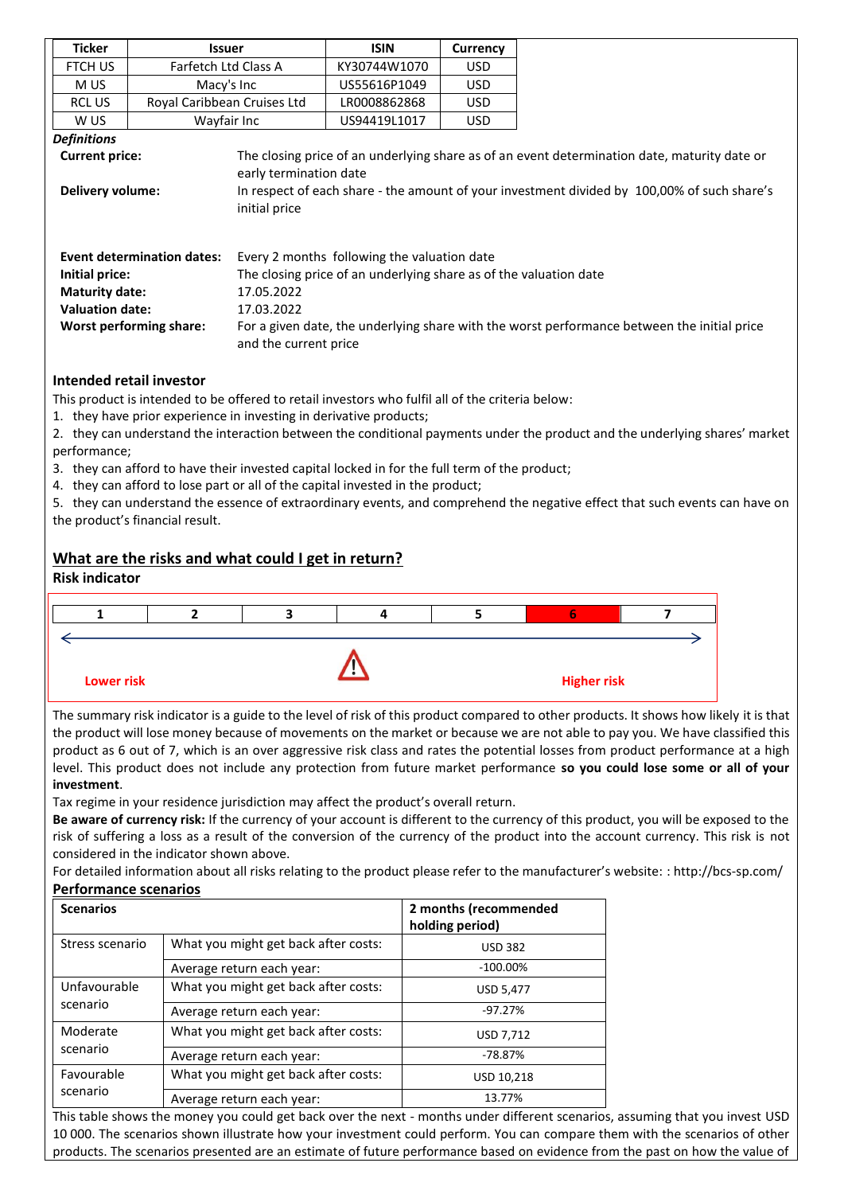| Ticker | Issuer | ISIN | Currency |
| --- | --- | --- | --- |
| FTCH US | Farfetch Ltd Class A | KY30744W1070 | USD |
| M US | Macy's Inc | US55616P1049 | USD |
| RCL US | Royal Caribbean Cruises Ltd | LR0008862868 | USD |
| W US | Wayfair Inc | US94419L1017 | USD |

***Definitions***

| | |
| --- | --- |
| **Current price:** | The closing price of an underlying share as of an event determination date, maturity date or early termination date |
| **Delivery volume:** | In respect of each share - the amount of your investment divided by 100,00% of such share's initial price |
| **Event determination dates:** | Every 2 months following the valuation date |
| **Initial price:** | The closing price of an underlying share as of the valuation date |
| **Maturity date:** | 17.05.2022 |
| **Valuation date:** | 17.03.2022 |
| **Worst performing share:** | For a given date, the underlying share with the worst performance between the initial price and the current price |

### Intended retail investor

This product is intended to be offered to retail investors who fulfil all of the criteria below:

1. they have prior experience in investing in derivative products;
2. they can understand the interaction between the conditional payments under the product and the underlying shares' market performance;
3. they can afford to have their invested capital locked in for the full term of the product;
4. they can afford to lose part or all of the capital invested in the product;
5. they can understand the essence of extraordinary events, and comprehend the negative effect that such events can have on the product's financial result.

## What are the risks and what could I get in return?

### Risk indicator

| 1 | 2 | 3 | 4 | 5 | **6** | 7 |
| --- | --- | --- | --- | --- | --- | --- |

Lower risk — Higher risk

The summary risk indicator is a guide to the level of risk of this product compared to other products. It shows how likely it is that the product will lose money because of movements on the market or because we are not able to pay you. We have classified this product as 6 out of 7, which is an over aggressive risk class and rates the potential losses from product performance at a high level. This product does not include any protection from future market performance **so you could lose some or all of your investment**.

Tax regime in your residence jurisdiction may affect the product's overall return.

**Be aware of currency risk:** If the currency of your account is different to the currency of this product, you will be exposed to the risk of suffering a loss as a result of the conversion of the currency of the product into the account currency. This risk is not considered in the indicator shown above.

For detailed information about all risks relating to the product please refer to the manufacturer's website: : http://bcs-sp.com/

### Performance scenarios

| **Scenarios** | | **2 months (recommended holding period)** |
| --- | --- | --- |
| Stress scenario | What you might get back after costs: | USD 382 |
| | Average return each year: | -100.00% |
| Unfavourable scenario | What you might get back after costs: | USD 5,477 |
| | Average return each year: | -97.27% |
| Moderate scenario | What you might get back after costs: | USD 7,712 |
| | Average return each year: | -78.87% |
| Favourable scenario | What you might get back after costs: | USD 10,218 |
| | Average return each year: | 13.77% |

This table shows the money you could get back over the next - months under different scenarios, assuming that you invest USD 10 000. The scenarios shown illustrate how your investment could perform. You can compare them with the scenarios of other products. The scenarios presented are an estimate of future performance based on evidence from the past on how the value of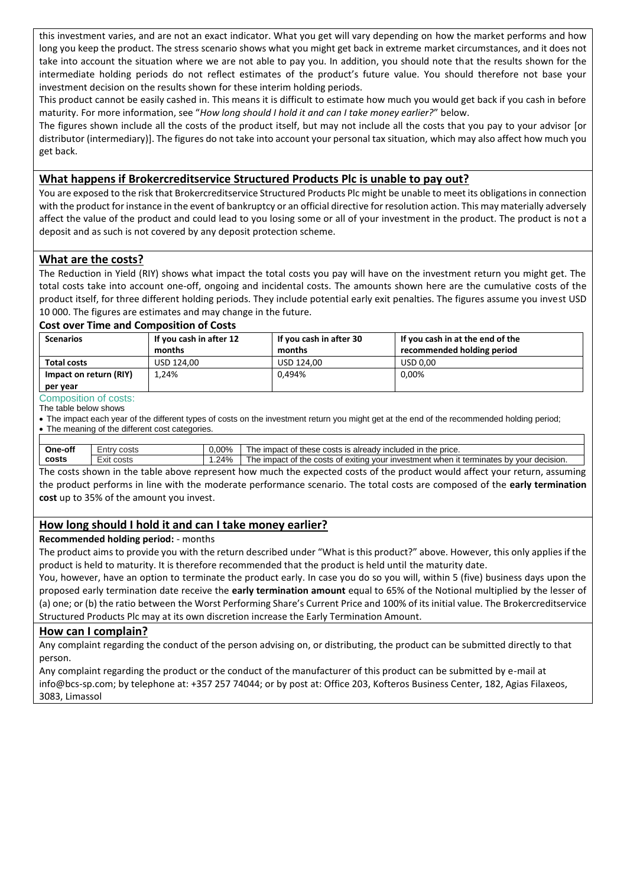this investment varies, and are not an exact indicator. What you get will vary depending on how the market performs and how long you keep the product. The stress scenario shows what you might get back in extreme market circumstances, and it does not take into account the situation where we are not able to pay you. In addition, you should note that the results shown for the intermediate holding periods do not reflect estimates of the product's future value. You should therefore not base your investment decision on the results shown for these interim holding periods.

This product cannot be easily cashed in. This means it is difficult to estimate how much you would get back if you cash in before maturity. For more information, see "*How long should I hold it and can I take money earlier?*" below.

The figures shown include all the costs of the product itself, but may not include all the costs that you pay to your advisor [or distributor (intermediary)]. The figures do not take into account your personal tax situation, which may also affect how much you get back.

## What happens if Brokercreditservice Structured Products Plc is unable to pay out?

You are exposed to the risk that Brokercreditservice Structured Products Plc might be unable to meet its obligations in connection with the product for instance in the event of bankruptcy or an official directive for resolution action. This may materially adversely affect the value of the product and could lead to you losing some or all of your investment in the product. The product is not a deposit and as such is not covered by any deposit protection scheme.

## What are the costs?

The Reduction in Yield (RIY) shows what impact the total costs you pay will have on the investment return you might get. The total costs take into account one-off, ongoing and incidental costs. The amounts shown here are the cumulative costs of the product itself, for three different holding periods. They include potential early exit penalties. The figures assume you invest USD 10 000. The figures are estimates and may change in the future.

### Cost over Time and Composition of Costs

| Scenarios | If you cash in after 12 months | If you cash in after 30 months | If you cash in at the end of the recommended holding period |
|---|---|---|---|
| Total costs | USD 124,00 | USD 124,00 | USD 0,00 |
| Impact on return (RIY) per year | 1,24% | 0,494% | 0,00% |

Composition of costs:

The table below shows

- The impact each year of the different types of costs on the investment return you might get at the end of the recommended holding period;
- The meaning of the different cost categories.

| | | | |
|---|---|---|---|
| One-off costs | Entry costs | 0,00% | The impact of these costs is already included in the price. |
| | Exit costs | 1.24% | The impact of the costs of exiting your investment when it terminates by your decision. |

The costs shown in the table above represent how much the expected costs of the product would affect your return, assuming the product performs in line with the moderate performance scenario. The total costs are composed of the **early termination cost** up to 35% of the amount you invest.

## How long should I hold it and can I take money earlier?

**Recommended holding period:** - months

The product aims to provide you with the return described under "What is this product?" above. However, this only applies if the product is held to maturity. It is therefore recommended that the product is held until the maturity date.

You, however, have an option to terminate the product early. In case you do so you will, within 5 (five) business days upon the proposed early termination date receive the **early termination amount** equal to 65% of the Notional multiplied by the lesser of (a) one; or (b) the ratio between the Worst Performing Share's Current Price and 100% of its initial value. The Brokercreditservice Structured Products Plc may at its own discretion increase the Early Termination Amount.

## How can I complain?

Any complaint regarding the conduct of the person advising on, or distributing, the product can be submitted directly to that person.

Any complaint regarding the product or the conduct of the manufacturer of this product can be submitted by e-mail at info@bcs-sp.com; by telephone at: +357 257 74044; or by post at: Office 203, Kofteros Business Center, 182, Agias Filaxeos, 3083, Limassol